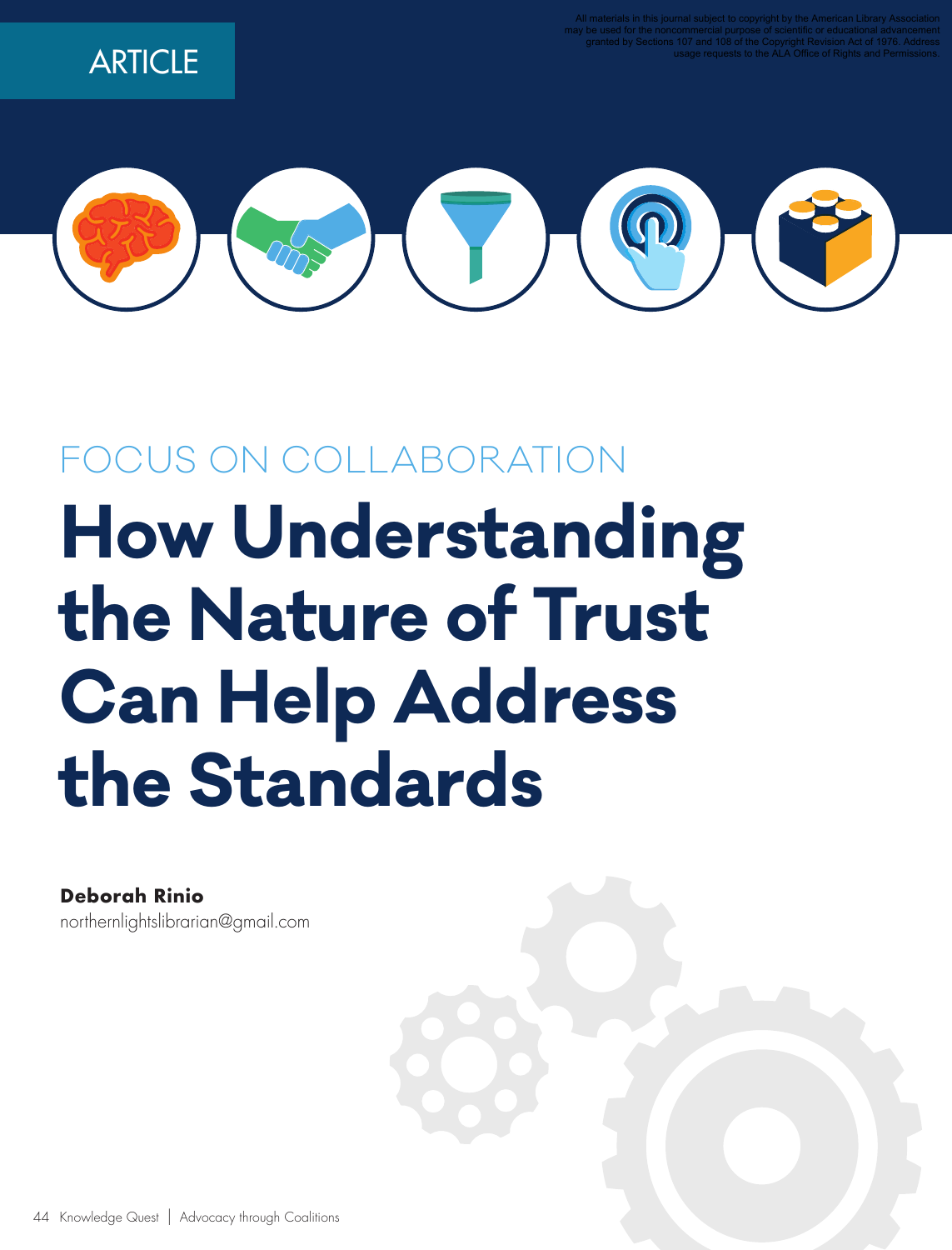ARTICLE

All materials in this journal subject to copyright by the American Library Association may be used for the noncommercial purpose of scientific or educational advancement granted by Sections 107 and 108 of the Copyright Revision Act of 1976. Address usage requests to the ALA Office of Rights and Permissions.

FOCUS ON COLLABORATION

# How Understanding the Nature of Trust Can Help Address the Standards

**Deborah Rinio**
northernlightslibrarian@gmail.com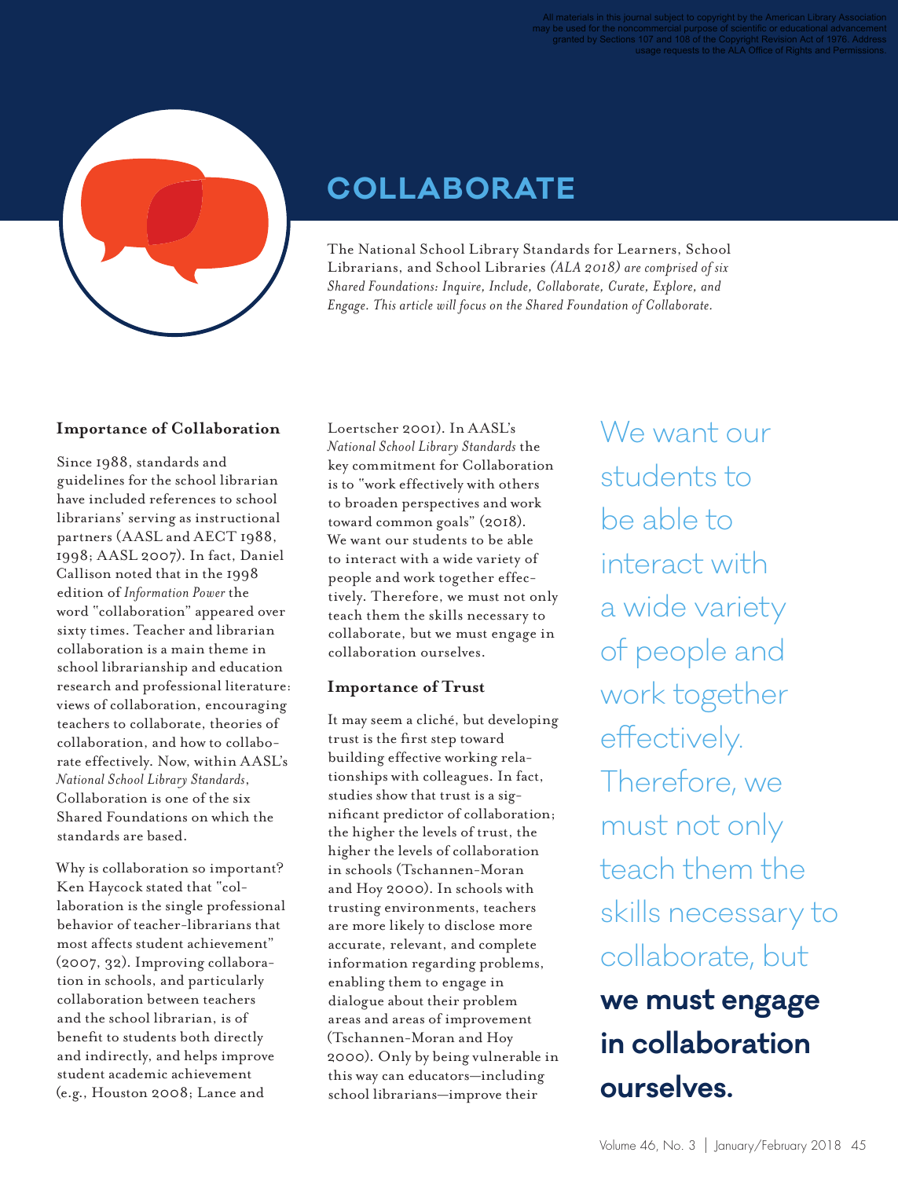# COLLABORATE

*The National School Library Standards for Learners, School Librarians, and School Libraries (ALA 2018) are comprised of six Shared Foundations: Inquire, Include, Collaborate, Curate, Explore, and Engage. This article will focus on the Shared Foundation of Collaborate.*

## Importance of Collaboration

Since 1988, standards and guidelines for the school librarian have included references to school librarians' serving as instructional partners (AASL and AECT 1988, 1998; AASL 2007). In fact, Daniel Callison noted that in the 1998 edition of *Information Power* the word "collaboration" appeared over sixty times. Teacher and librarian collaboration is a main theme in school librarianship and education research and professional literature: views of collaboration, encouraging teachers to collaborate, theories of collaboration, and how to collaborate effectively. Now, within AASL's *National School Library Standards*, Collaboration is one of the six Shared Foundations on which the standards are based.

Why is collaboration so important? Ken Haycock stated that "collaboration is the single professional behavior of teacher-librarians that most affects student achievement" (2007, 32). Improving collaboration in schools, and particularly collaboration between teachers and the school librarian, is of benefit to students both directly and indirectly, and helps improve student academic achievement (e.g., Houston 2008; Lance and Loertscher 2001). In AASL's *National School Library Standards* the key commitment for Collaboration is to "work effectively with others to broaden perspectives and work toward common goals" (2018). We want our students to be able to interact with a wide variety of people and work together effectively. Therefore, we must not only teach them the skills necessary to collaborate, but we must engage in collaboration ourselves.

> We want our students to be able to interact with a wide variety of people and work together effectively. Therefore, we must not only teach them the skills necessary to collaborate, but **we must engage in collaboration ourselves.**

## Importance of Trust

It may seem a cliché, but developing trust is the first step toward building effective working relationships with colleagues. In fact, studies show that trust is a significant predictor of collaboration; the higher the levels of trust, the higher the levels of collaboration in schools (Tschannen-Moran and Hoy 2000). In schools with trusting environments, teachers are more likely to disclose more accurate, relevant, and complete information regarding problems, enabling them to engage in dialogue about their problem areas and areas of improvement (Tschannen-Moran and Hoy 2000). Only by being vulnerable in this way can educators—including school librarians—improve their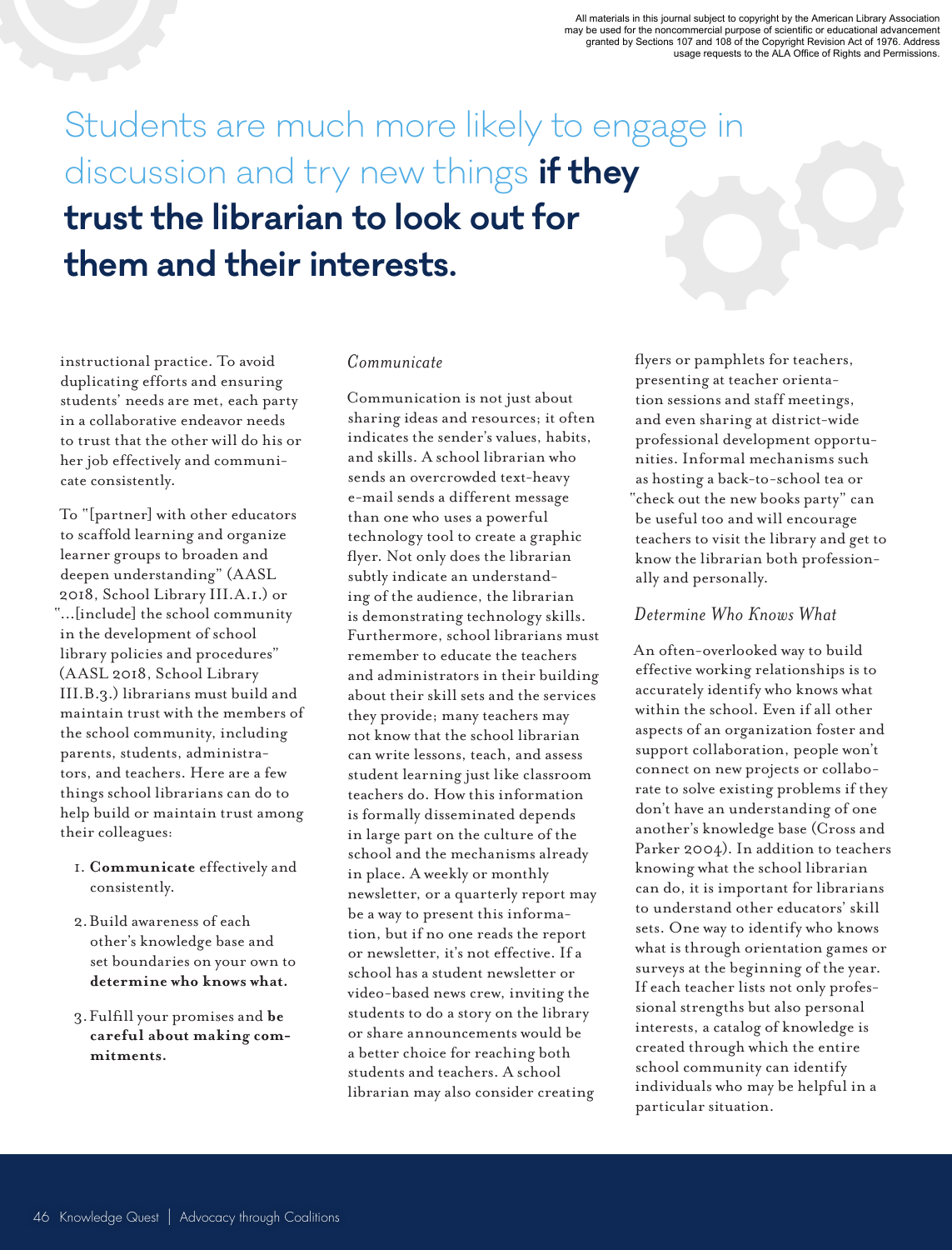Students are much more likely to engage in discussion and try new things **if they trust the librarian to look out for them and their interests.**

instructional practice. To avoid duplicating efforts and ensuring students' needs are met, each party in a collaborative endeavor needs to trust that the other will do his or her job effectively and communicate consistently.

To "[partner] with other educators to scaffold learning and organize learner groups to broaden and deepen understanding" (AASL 2018, School Library III.A.1.) or "...[include] the school community in the development of school library policies and procedures" (AASL 2018, School Library III.B.3.) librarians must build and maintain trust with the members of the school community, including parents, students, administrators, and teachers. Here are a few things school librarians can do to help build or maintain trust among their colleagues:

1. **Communicate** effectively and consistently.
2. Build awareness of each other's knowledge base and set boundaries on your own to **determine who knows what.**
3. Fulfill your promises and **be careful about making commitments.**

### *Communicate*

Communication is not just about sharing ideas and resources; it often indicates the sender's values, habits, and skills. A school librarian who sends an overcrowded text-heavy e-mail sends a different message than one who uses a powerful technology tool to create a graphic flyer. Not only does the librarian subtly indicate an understanding of the audience, the librarian is demonstrating technology skills. Furthermore, school librarians must remember to educate the teachers and administrators in their building about their skill sets and the services they provide; many teachers may not know that the school librarian can write lessons, teach, and assess student learning just like classroom teachers do. How this information is formally disseminated depends in large part on the culture of the school and the mechanisms already in place. A weekly or monthly newsletter, or a quarterly report may be a way to present this information, but if no one reads the report or newsletter, it's not effective. If a school has a student newsletter or video-based news crew, inviting the students to do a story on the library or share announcements would be a better choice for reaching both students and teachers. A school librarian may also consider creating flyers or pamphlets for teachers, presenting at teacher orientation sessions and staff meetings, and even sharing at district-wide professional development opportunities. Informal mechanisms such as hosting a back-to-school tea or "check out the new books party" can be useful too and will encourage teachers to visit the library and get to know the librarian both professionally and personally.

### *Determine Who Knows What*

An often-overlooked way to build effective working relationships is to accurately identify who knows what within the school. Even if all other aspects of an organization foster and support collaboration, people won't connect on new projects or collaborate to solve existing problems if they don't have an understanding of one another's knowledge base (Cross and Parker 2004). In addition to teachers knowing what the school librarian can do, it is important for librarians to understand other educators' skill sets. One way to identify who knows what is through orientation games or surveys at the beginning of the year. If each teacher lists not only professional strengths but also personal interests, a catalog of knowledge is created through which the entire school community can identify individuals who may be helpful in a particular situation.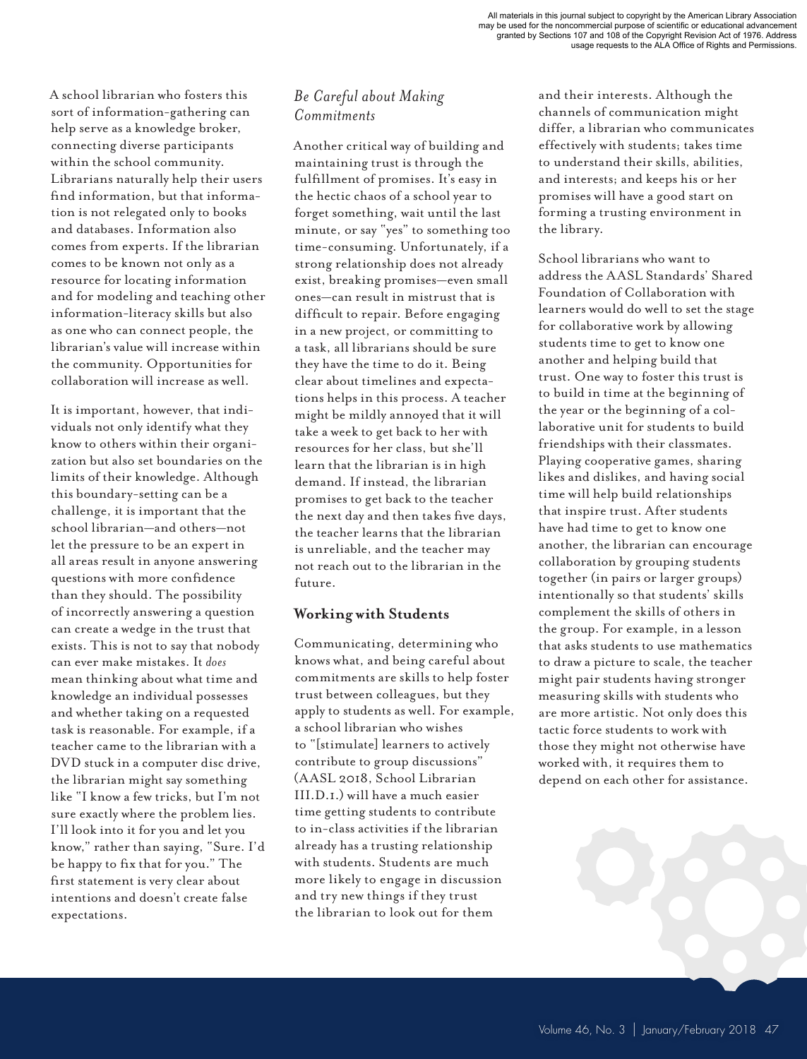A school librarian who fosters this sort of information-gathering can help serve as a knowledge broker, connecting diverse participants within the school community. Librarians naturally help their users find information, but that information is not relegated only to books and databases. Information also comes from experts. If the librarian comes to be known not only as a resource for locating information and for modeling and teaching other information-literacy skills but also as one who can connect people, the librarian's value will increase within the community. Opportunities for collaboration will increase as well.

It is important, however, that individuals not only identify what they know to others within their organization but also set boundaries on the limits of their knowledge. Although this boundary-setting can be a challenge, it is important that the school librarian—and others—not let the pressure to be an expert in all areas result in anyone answering questions with more confidence than they should. The possibility of incorrectly answering a question can create a wedge in the trust that exists. This is not to say that nobody can ever make mistakes. It *does* mean thinking about what time and knowledge an individual possesses and whether taking on a requested task is reasonable. For example, if a teacher came to the librarian with a DVD stuck in a computer disc drive, the librarian might say something like "I know a few tricks, but I'm not sure exactly where the problem lies. I'll look into it for you and let you know," rather than saying, "Sure. I'd be happy to fix that for you." The first statement is very clear about intentions and doesn't create false expectations.

### *Be Careful about Making Commitments*

Another critical way of building and maintaining trust is through the fulfillment of promises. It's easy in the hectic chaos of a school year to forget something, wait until the last minute, or say "yes" to something too time-consuming. Unfortunately, if a strong relationship does not already exist, breaking promises—even small ones—can result in mistrust that is difficult to repair. Before engaging in a new project, or committing to a task, all librarians should be sure they have the time to do it. Being clear about timelines and expectations helps in this process. A teacher might be mildly annoyed that it will take a week to get back to her with resources for her class, but she'll learn that the librarian is in high demand. If instead, the librarian promises to get back to the teacher the next day and then takes five days, the teacher learns that the librarian is unreliable, and the teacher may not reach out to the librarian in the future.

## **Working with Students**

Communicating, determining who knows what, and being careful about commitments are skills to help foster trust between colleagues, but they apply to students as well. For example, a school librarian who wishes to "[stimulate] learners to actively contribute to group discussions" (AASL 2018, School Librarian III.D.1.) will have a much easier time getting students to contribute to in-class activities if the librarian already has a trusting relationship with students. Students are much more likely to engage in discussion and try new things if they trust the librarian to look out for them and their interests. Although the channels of communication might differ, a librarian who communicates effectively with students; takes time to understand their skills, abilities, and interests; and keeps his or her promises will have a good start on forming a trusting environment in the library.

School librarians who want to address the AASL Standards' Shared Foundation of Collaboration with learners would do well to set the stage for collaborative work by allowing students time to get to know one another and helping build that trust. One way to foster this trust is to build in time at the beginning of the year or the beginning of a collaborative unit for students to build friendships with their classmates. Playing cooperative games, sharing likes and dislikes, and having social time will help build relationships that inspire trust. After students have had time to get to know one another, the librarian can encourage collaboration by grouping students together (in pairs or larger groups) intentionally so that students' skills complement the skills of others in the group. For example, in a lesson that asks students to use mathematics to draw a picture to scale, the teacher might pair students having stronger measuring skills with students who are more artistic. Not only does this tactic force students to work with those they might not otherwise have worked with, it requires them to depend on each other for assistance.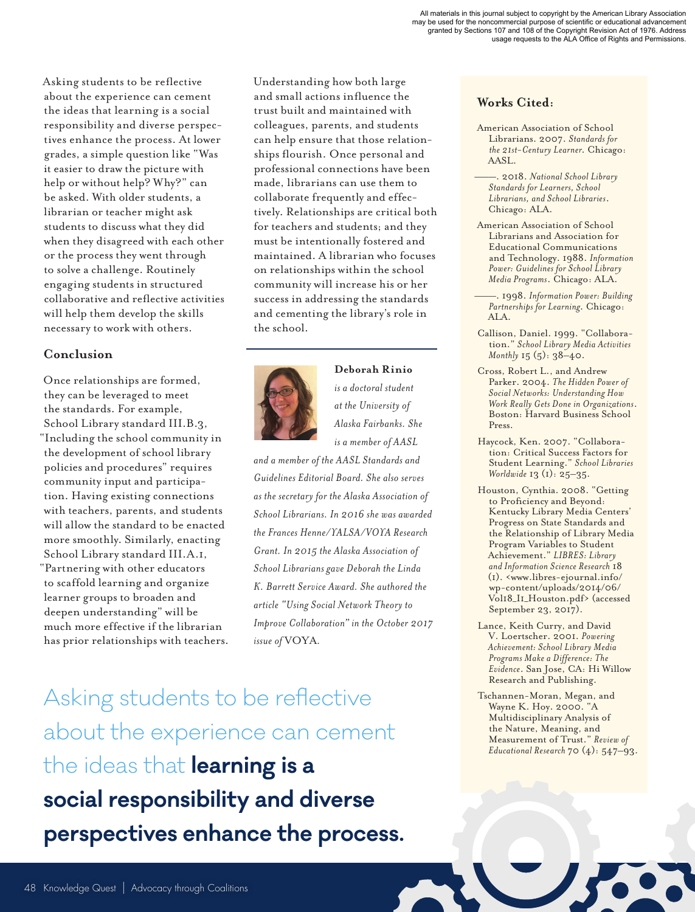Asking students to be reflective about the experience can cement the ideas that learning is a social responsibility and diverse perspectives enhance the process. At lower grades, a simple question like "Was it easier to draw the picture with help or without help? Why?" can be asked. With older students, a librarian or teacher might ask students to discuss what they did when they disagreed with each other or the process they went through to solve a challenge. Routinely engaging students in structured collaborative and reflective activities will help them develop the skills necessary to work with others.

## Conclusion

Once relationships are formed, they can be leveraged to meet the standards. For example, School Library standard III.B.3, "Including the school community in the development of school library policies and procedures" requires community input and participation. Having existing connections with teachers, parents, and students will allow the standard to be enacted more smoothly. Similarly, enacting School Library standard III.A.1, "Partnering with other educators to scaffold learning and organize learner groups to broaden and deepen understanding" will be much more effective if the librarian has prior relationships with teachers. Understanding how both large and small actions influence the trust built and maintained with colleagues, parents, and students can help ensure that those relationships flourish. Once personal and professional connections have been made, librarians can use them to collaborate frequently and effectively. Relationships are critical both for teachers and students; and they must be intentionally fostered and maintained. A librarian who focuses on relationships within the school community will increase his or her success in addressing the standards and cementing the library's role in the school.

**Deborah Rinio** *is a doctoral student at the University of Alaska Fairbanks. She is a member of AASL and a member of the AASL Standards and Guidelines Editorial Board. She also serves as the secretary for the Alaska Association of School Librarians. In 2016 she was awarded the Frances Henne/YALSA/VOYA Research Grant. In 2015 the Alaska Association of School Librarians gave Deborah the Linda K. Barrett Service Award. She authored the article "Using Social Network Theory to Improve Collaboration" in the October 2017 issue of* VOYA.

Asking students to be reflective about the experience can cement the ideas that **learning is a social responsibility and diverse perspectives enhance the process.**

## Works Cited:

American Association of School Librarians. 2007. *Standards for the 21st-Century Learner*. Chicago: AASL.

———. 2018. *National School Library Standards for Learners, School Librarians, and School Libraries*. Chicago: ALA.

American Association of School Librarians and Association for Educational Communications and Technology. 1988. *Information Power: Guidelines for School Library Media Programs*. Chicago: ALA.

———. 1998. *Information Power: Building Partnerships for Learning*. Chicago: ALA.

Callison, Daniel. 1999. "Collaboration." *School Library Media Activities Monthly* 15 (5): 38–40.

Cross, Robert L., and Andrew Parker. 2004. *The Hidden Power of Social Networks: Understanding How Work Really Gets Done in Organizations*. Boston: Harvard Business School Press.

Haycock, Ken. 2007. "Collaboration: Critical Success Factors for Student Learning." *School Libraries Worldwide* 13 (1): 25–35.

Houston, Cynthia. 2008. "Getting to Proficiency and Beyond: Kentucky Library Media Centers' Progress on State Standards and the Relationship of Library Media Program Variables to Student Achievement." *LIBRES: Library and Information Science Research* 18 (1). <www.libres-ejournal.info/wp-content/uploads/2014/06/Vol18_I1_Houston.pdf> (accessed September 23, 2017).

Lance, Keith Curry, and David V. Loertscher. 2001. *Powering Achievement: School Library Media Programs Make a Difference: The Evidence*. San Jose, CA: Hi Willow Research and Publishing.

Tschannen-Moran, Megan, and Wayne K. Hoy. 2000. "A Multidisciplinary Analysis of the Nature, Meaning, and Measurement of Trust." *Review of Educational Research* 70 (4): 547–93.